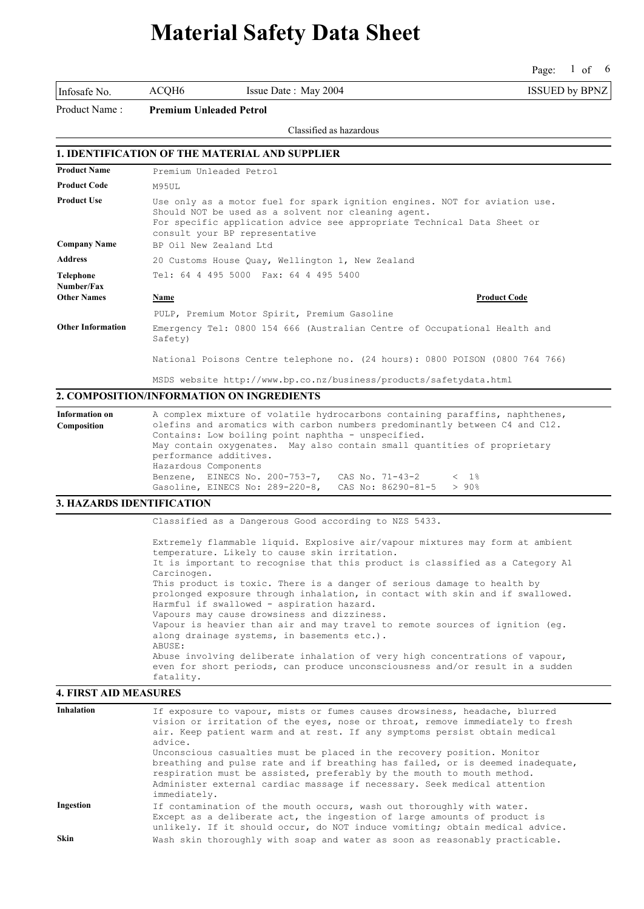# Material Safety Data Sheet

| Infosafe No. | ACQH6 | Issue Date : May 2004 | ISSUED by BPNZ |
|---|---|---|---|

Product Name : **Premium Unleaded Petrol**

Classified as hazardous

## 1. IDENTIFICATION OF THE MATERIAL AND SUPPLIER

**Product Name**
Premium Unleaded Petrol

**Product Code**
M95UL

**Product Use**
Use only as a motor fuel for spark ignition engines. NOT for aviation use. Should NOT be used as a solvent nor cleaning agent. For specific application advice see appropriate Technical Data Sheet or consult your BP representative

**Company Name**
BP Oil New Zealand Ltd

**Address**
20 Customs House Quay, Wellington 1, New Zealand

**Telephone Number/Fax**
Tel: 64 4 495 5000 Fax: 64 4 495 5400

**Other Names**

| Name | Product Code |
|---|---|
| PULP, Premium Motor Spirit, Premium Gasoline | |

**Other Information**
Emergency Tel: 0800 154 666 (Australian Centre of Occupational Health and Safety)

National Poisons Centre telephone no. (24 hours): 0800 POISON (0800 764 766)

MSDS website http://www.bp.co.nz/business/products/safetydata.html

## 2. COMPOSITION/INFORMATION ON INGREDIENTS

**Information on Composition**
A complex mixture of volatile hydrocarbons containing paraffins, naphthenes, olefins and aromatics with carbon numbers predominantly between C4 and C12.
Contains: Low boiling point naphtha - unspecified.
May contain oxygenates. May also contain small quantities of proprietary performance additives.
Hazardous Components
Benzene, EINECS No. 200-753-7, CAS No. 71-43-2 < 1%
Gasoline, EINECS No: 289-220-8, CAS No: 86290-81-5 > 90%

## 3. HAZARDS IDENTIFICATION

Classified as a Dangerous Good according to NZS 5433.

Extremely flammable liquid. Explosive air/vapour mixtures may form at ambient temperature. Likely to cause skin irritation.
It is important to recognise that this product is classified as a Category A1 Carcinogen.
This product is toxic. There is a danger of serious damage to health by prolonged exposure through inhalation, in contact with skin and if swallowed.
Harmful if swallowed - aspiration hazard.
Vapours may cause drowsiness and dizziness.
Vapour is heavier than air and may travel to remote sources of ignition (eg. along drainage systems, in basements etc.).
ABUSE:
Abuse involving deliberate inhalation of very high concentrations of vapour, even for short periods, can produce unconsciousness and/or result in a sudden fatality.

## 4. FIRST AID MEASURES

**Inhalation**
If exposure to vapour, mists or fumes causes drowsiness, headache, blurred vision or irritation of the eyes, nose or throat, remove immediately to fresh air. Keep patient warm and at rest. If any symptoms persist obtain medical advice.
Unconscious casualties must be placed in the recovery position. Monitor breathing and pulse rate and if breathing has failed, or is deemed inadequate, respiration must be assisted, preferably by the mouth to mouth method. Administer external cardiac massage if necessary. Seek medical attention immediately.

**Ingestion**
If contamination of the mouth occurs, wash out thoroughly with water. Except as a deliberate act, the ingestion of large amounts of product is unlikely. If it should occur, do NOT induce vomiting; obtain medical advice.

**Skin**
Wash skin thoroughly with soap and water as soon as reasonably practicable.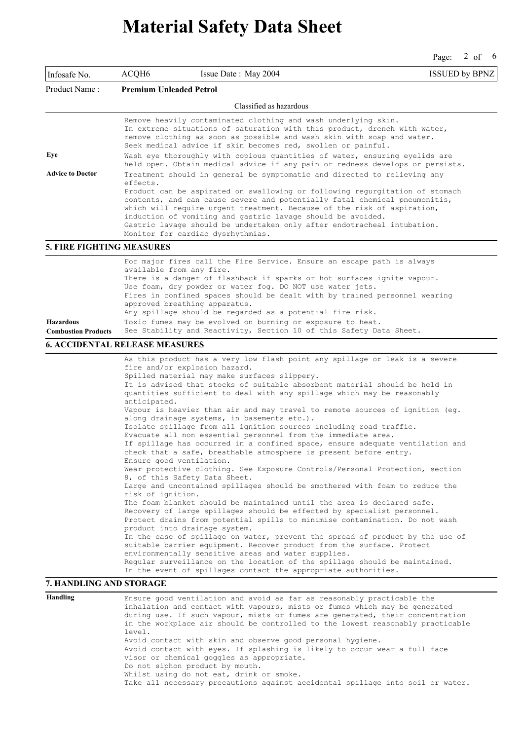Infosafe No. ACQH6 Issue Date : May 2004 ISSUED by BPNZ

Product Name : **Premium Unleaded Petrol**

Classified as hazardous

Remove heavily contaminated clothing and wash underlying skin.
In extreme situations of saturation with this product, drench with water, remove clothing as soon as possible and wash skin with soap and water.
Seek medical advice if skin becomes red, swollen or painful.

**Eye**

Wash eye thoroughly with copious quantities of water, ensuring eyelids are held open. Obtain medical advice if any pain or redness develops or persists.

**Advice to Doctor**

Treatment should in general be symptomatic and directed to relieving any effects.
Product can be aspirated on swallowing or following regurgitation of stomach contents, and can cause severe and potentially fatal chemical pneumonitis, which will require urgent treatment. Because of the risk of aspiration, induction of vomiting and gastric lavage should be avoided.
Gastric lavage should be undertaken only after endotracheal intubation.
Monitor for cardiac dysrhythmias.

## 5. FIRE FIGHTING MEASURES

For major fires call the Fire Service. Ensure an escape path is always available from any fire.
There is a danger of flashback if sparks or hot surfaces ignite vapour.
Use foam, dry powder or water fog. DO NOT use water jets.
Fires in confined spaces should be dealt with by trained personnel wearing approved breathing apparatus.
Any spillage should be regarded as a potential fire risk.

**Hazardous Combustion Products**

Toxic fumes may be evolved on burning or exposure to heat.
See Stability and Reactivity, Section 10 of this Safety Data Sheet.

## 6. ACCIDENTAL RELEASE MEASURES

As this product has a very low flash point any spillage or leak is a severe fire and/or explosion hazard.
Spilled material may make surfaces slippery.
It is advised that stocks of suitable absorbent material should be held in quantities sufficient to deal with any spillage which may be reasonably anticipated.
Vapour is heavier than air and may travel to remote sources of ignition (eg. along drainage systems, in basements etc.).
Isolate spillage from all ignition sources including road traffic.
Evacuate all non essential personnel from the immediate area.
If spillage has occurred in a confined space, ensure adequate ventilation and check that a safe, breathable atmosphere is present before entry.
Ensure good ventilation.
Wear protective clothing. See Exposure Controls/Personal Protection, section 8, of this Safety Data Sheet.
Large and uncontained spillages should be smothered with foam to reduce the risk of ignition.
The foam blanket should be maintained until the area is declared safe.
Recovery of large spillages should be effected by specialist personnel.
Protect drains from potential spills to minimise contamination. Do not wash product into drainage system.
In the case of spillage on water, prevent the spread of product by the use of suitable barrier equipment. Recover product from the surface. Protect environmentally sensitive areas and water supplies.
Regular surveillance on the location of the spillage should be maintained.
In the event of spillages contact the appropriate authorities.

## 7. HANDLING AND STORAGE

**Handling**

Ensure good ventilation and avoid as far as reasonably practicable the inhalation and contact with vapours, mists or fumes which may be generated during use. If such vapour, mists or fumes are generated, their concentration in the workplace air should be controlled to the lowest reasonably practicable level.
Avoid contact with skin and observe good personal hygiene.
Avoid contact with eyes. If splashing is likely to occur wear a full face visor or chemical goggles as appropriate.
Do not siphon product by mouth.
Whilst using do not eat, drink or smoke.
Take all necessary precautions against accidental spillage into soil or water.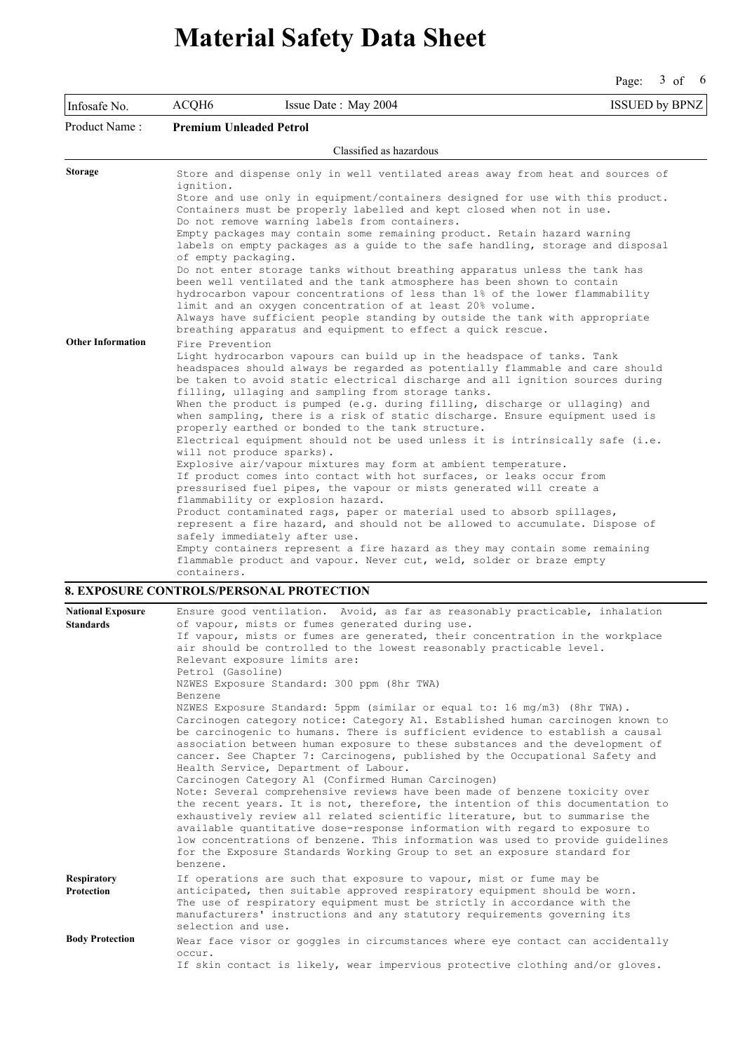# Material Safety Data Sheet

| Infosafe No. | ACQH6 | Issue Date : May 2004 | ISSUED by BPNZ |
|---|---|---|---|

**Product Name :** **Premium Unleaded Petrol**

Classified as hazardous

**Storage**

Store and dispense only in well ventilated areas away from heat and sources of ignition.
Store and use only in equipment/containers designed for use with this product.
Containers must be properly labelled and kept closed when not in use.
Do not remove warning labels from containers.
Empty packages may contain some remaining product. Retain hazard warning labels on empty packages as a guide to the safe handling, storage and disposal of empty packaging.
Do not enter storage tanks without breathing apparatus unless the tank has been well ventilated and the tank atmosphere has been shown to contain hydrocarbon vapour concentrations of less than 1% of the lower flammability limit and an oxygen concentration of at least 20% volume.
Always have sufficient people standing by outside the tank with appropriate breathing apparatus and equipment to effect a quick rescue.

**Other Information**

Fire Prevention
Light hydrocarbon vapours can build up in the headspace of tanks. Tank headspaces should always be regarded as potentially flammable and care should be taken to avoid static electrical discharge and all ignition sources during filling, ullaging and sampling from storage tanks.
When the product is pumped (e.g. during filling, discharge or ullaging) and when sampling, there is a risk of static discharge. Ensure equipment used is properly earthed or bonded to the tank structure.
Electrical equipment should not be used unless it is intrinsically safe (i.e. will not produce sparks).
Explosive air/vapour mixtures may form at ambient temperature.
If product comes into contact with hot surfaces, or leaks occur from pressurised fuel pipes, the vapour or mists generated will create a flammability or explosion hazard.
Product contaminated rags, paper or material used to absorb spillages, represent a fire hazard, and should not be allowed to accumulate. Dispose of safely immediately after use.
Empty containers represent a fire hazard as they may contain some remaining flammable product and vapour. Never cut, weld, solder or braze empty containers.

## 8. EXPOSURE CONTROLS/PERSONAL PROTECTION

**National Exposure Standards**

Ensure good ventilation. Avoid, as far as reasonably practicable, inhalation of vapour, mists or fumes generated during use.
If vapour, mists or fumes are generated, their concentration in the workplace air should be controlled to the lowest reasonably practicable level.
Relevant exposure limits are:
Petrol (Gasoline)
NZWES Exposure Standard: 300 ppm (8hr TWA)
Benzene
NZWES Exposure Standard: 5ppm (similar or equal to: 16 mg/m3) (8hr TWA).
Carcinogen category notice: Category A1. Established human carcinogen known to be carcinogenic to humans. There is sufficient evidence to establish a causal association between human exposure to these substances and the development of cancer. See Chapter 7: Carcinogens, published by the Occupational Safety and Health Service, Department of Labour.
Carcinogen Category A1 (Confirmed Human Carcinogen)
Note: Several comprehensive reviews have been made of benzene toxicity over the recent years. It is not, therefore, the intention of this documentation to exhaustively review all related scientific literature, but to summarise the available quantitative dose-response information with regard to exposure to low concentrations of benzene. This information was used to provide guidelines for the Exposure Standards Working Group to set an exposure standard for benzene.

**Respiratory Protection**

If operations are such that exposure to vapour, mist or fume may be anticipated, then suitable approved respiratory equipment should be worn.
The use of respiratory equipment must be strictly in accordance with the manufacturers' instructions and any statutory requirements governing its selection and use.

**Body Protection**

Wear face visor or goggles in circumstances where eye contact can accidentally occur.
If skin contact is likely, wear impervious protective clothing and/or gloves.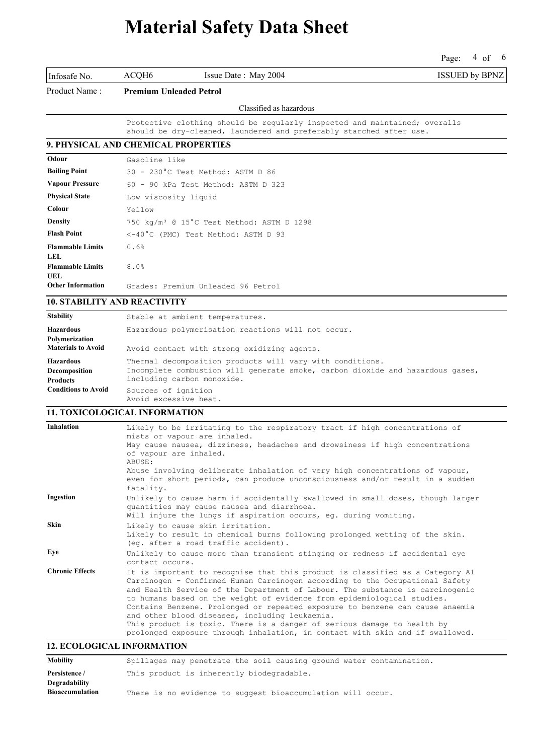Protective clothing should be regularly inspected and maintained; overalls should be dry-cleaned, laundered and preferably starched after use.

## 9. PHYSICAL AND CHEMICAL PROPERTIES

| | |
|---|---|
| **Odour** | Gasoline like |
| **Boiling Point** | 30 - 230°C Test Method: ASTM D 86 |
| **Vapour Pressure** | 60 - 90 kPa Test Method: ASTM D 323 |
| **Physical State** | Low viscosity liquid |
| **Colour** | Yellow |
| **Density** | 750 $kg/m^3$ @ 15°C Test Method: ASTM D 1298 |
| **Flash Point** | <-40°C (PMC) Test Method: ASTM D 93 |
| **Flammable Limits LEL** | 0.6% |
| **Flammable Limits UEL** | 8.0% |
| **Other Information** | Grades: Premium Unleaded 96 Petrol |

## 10. STABILITY AND REACTIVITY

| | |
|---|---|
| **Stability** | Stable at ambient temperatures. |
| **Hazardous Polymerization** | Hazardous polymerisation reactions will not occur. |
| **Materials to Avoid** | Avoid contact with strong oxidizing agents. |
| **Hazardous Decomposition Products** | Thermal decomposition products will vary with conditions. Incomplete combustion will generate smoke, carbon dioxide and hazardous gases, including carbon monoxide. |
| **Conditions to Avoid** | Sources of ignition Avoid excessive heat. |

## 11. TOXICOLOGICAL INFORMATION

**Inhalation**

Likely to be irritating to the respiratory tract if high concentrations of mists or vapour are inhaled.
May cause nausea, dizziness, headaches and drowsiness if high concentrations of vapour are inhaled.
ABUSE:
Abuse involving deliberate inhalation of very high concentrations of vapour, even for short periods, can produce unconsciousness and/or result in a sudden fatality.

**Ingestion**

Unlikely to cause harm if accidentally swallowed in small doses, though larger quantities may cause nausea and diarrhoea.
Will injure the lungs if aspiration occurs, eg. during vomiting.

**Skin**

Likely to cause skin irritation.
Likely to result in chemical burns following prolonged wetting of the skin. (eg. after a road traffic accident).

**Eye**

Unlikely to cause more than transient stinging or redness if accidental eye contact occurs.

**Chronic Effects**

It is important to recognise that this product is classified as a Category A1 Carcinogen - Confirmed Human Carcinogen according to the Occupational Safety and Health Service of the Department of Labour. The substance is carcinogenic to humans based on the weight of evidence from epidemiological studies.
Contains Benzene. Prolonged or repeated exposure to benzene can cause anaemia and other blood diseases, including leukaemia.
This product is toxic. There is a danger of serious damage to health by prolonged exposure through inhalation, in contact with skin and if swallowed.

## 12. ECOLOGICAL INFORMATION

| | |
|---|---|
| **Mobility** | Spillages may penetrate the soil causing ground water contamination. |
| **Persistence / Degradability** | This product is inherently biodegradable. |
| **Bioaccumulation** | There is no evidence to suggest bioaccumulation will occur. |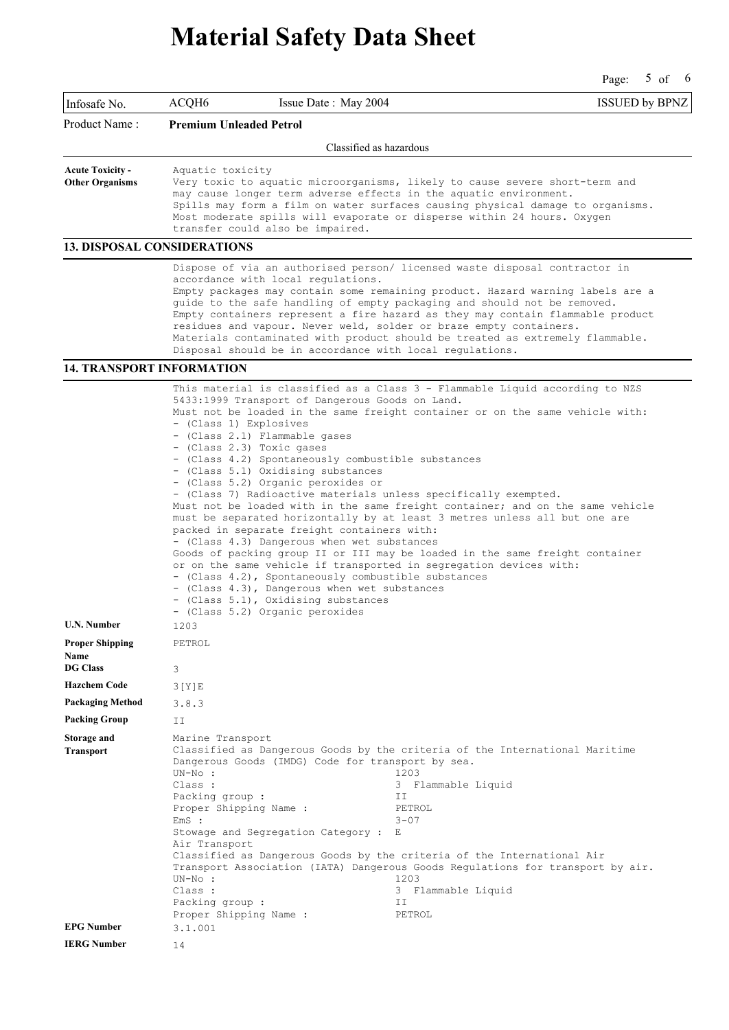# Material Safety Data Sheet

| Infosafe No. | ACQH6 | Issue Date : May 2004 | ISSUED by BPNZ |
|---|---|---|---|

**Product Name :** **Premium Unleaded Petrol**

Classified as hazardous

**Acute Toxicity - Other Organisms**

Aquatic toxicity
Very toxic to aquatic microorganisms, likely to cause severe short-term and may cause longer term adverse effects in the aquatic environment.
Spills may form a film on water surfaces causing physical damage to organisms.
Most moderate spills will evaporate or disperse within 24 hours. Oxygen transfer could also be impaired.

## 13. DISPOSAL CONSIDERATIONS

Dispose of via an authorised person/ licensed waste disposal contractor in accordance with local regulations.
Empty packages may contain some remaining product. Hazard warning labels are a guide to the safe handling of empty packaging and should not be removed.
Empty containers represent a fire hazard as they may contain flammable product residues and vapour. Never weld, solder or braze empty containers.
Materials contaminated with product should be treated as extremely flammable.
Disposal should be in accordance with local regulations.

## 14. TRANSPORT INFORMATION

This material is classified as a Class 3 - Flammable Liquid according to NZS 5433:1999 Transport of Dangerous Goods on Land.
Must not be loaded in the same freight container or on the same vehicle with:
- (Class 1) Explosives
- (Class 2.1) Flammable gases
- (Class 2.3) Toxic gases
- (Class 4.2) Spontaneously combustible substances
- (Class 5.1) Oxidising substances
- (Class 5.2) Organic peroxides or
- (Class 7) Radioactive materials unless specifically exempted.

Must not be loaded with in the same freight container; and on the same vehicle must be separated horizontally by at least 3 metres unless all but one are packed in separate freight containers with:
- (Class 4.3) Dangerous when wet substances

Goods of packing group II or III may be loaded in the same freight container or on the same vehicle if transported in segregation devices with:
- (Class 4.2), Spontaneously combustible substances
- (Class 4.3), Dangerous when wet substances
- (Class 5.1), Oxidising substances
- (Class 5.2) Organic peroxides

**U.N. Number** 1203

**Proper Shipping Name** PETROL

**DG Class** 3

**Hazchem Code** 3[Y]E

**Packaging Method** 3.8.3

**Packing Group** II

**Storage and Transport**

Marine Transport
Classified as Dangerous Goods by the criteria of the International Maritime Dangerous Goods (IMDG) Code for transport by sea.

| | |
|---|---|
| UN-No : | 1203 |
| Class : | 3 Flammable Liquid |
| Packing group : | II |
| Proper Shipping Name : | PETROL |
| EmS : | 3-07 |
| Stowage and Segregation Category : | E |

Air Transport
Classified as Dangerous Goods by the criteria of the International Air Transport Association (IATA) Dangerous Goods Regulations for transport by air.

| | |
|---|---|
| UN-No : | 1203 |
| Class : | 3 Flammable Liquid |
| Packing group : | II |
| Proper Shipping Name : | PETROL |

**EPG Number** 3.1.001

**IERG Number** 14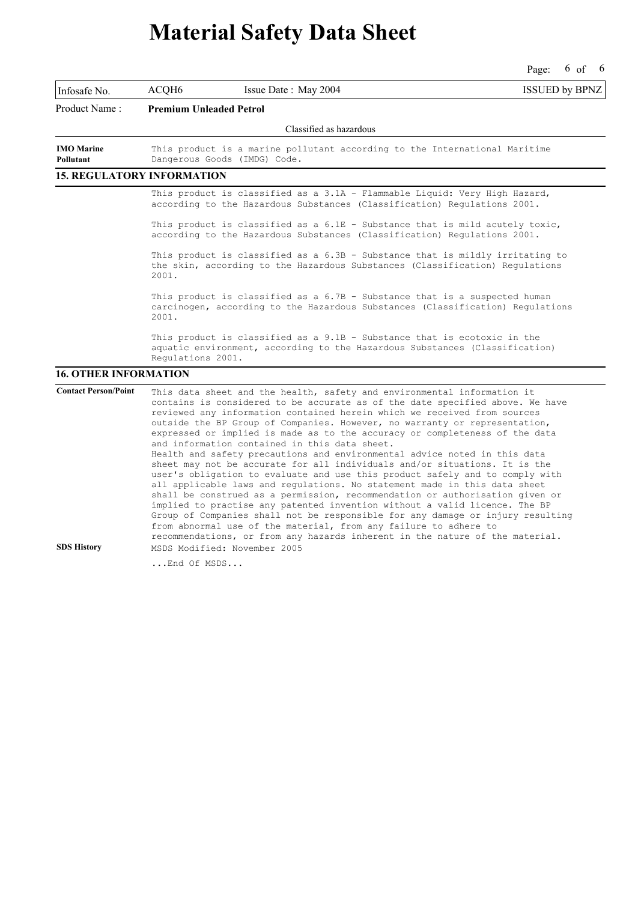Classified as hazardous

**IMO Marine Pollutant** This product is a marine pollutant according to the International Maritime Dangerous Goods (IMDG) Code.

## 15. REGULATORY INFORMATION

This product is classified as a 3.1A - Flammable Liquid: Very High Hazard, according to the Hazardous Substances (Classification) Regulations 2001.

This product is classified as a 6.1E - Substance that is mild acutely toxic, according to the Hazardous Substances (Classification) Regulations 2001.

This product is classified as a 6.3B - Substance that is mildly irritating to the skin, according to the Hazardous Substances (Classification) Regulations 2001.

This product is classified as a 6.7B - Substance that is a suspected human carcinogen, according to the Hazardous Substances (Classification) Regulations 2001.

This product is classified as a 9.1B - Substance that is ecotoxic in the aquatic environment, according to the Hazardous Substances (Classification) Regulations 2001.

## 16. OTHER INFORMATION

**Contact Person/Point** This data sheet and the health, safety and environmental information it contains is considered to be accurate as of the date specified above. We have reviewed any information contained herein which we received from sources outside the BP Group of Companies. However, no warranty or representation, expressed or implied is made as to the accuracy or completeness of the data and information contained in this data sheet.
Health and safety precautions and environmental advice noted in this data sheet may not be accurate for all individuals and/or situations. It is the user's obligation to evaluate and use this product safely and to comply with all applicable laws and regulations. No statement made in this data sheet shall be construed as a permission, recommendation or authorisation given or implied to practise any patented invention without a valid licence. The BP Group of Companies shall not be responsible for any damage or injury resulting from abnormal use of the material, from any failure to adhere to recommendations, or from any hazards inherent in the nature of the material.

**SDS History** MSDS Modified: November 2005

...End Of MSDS...